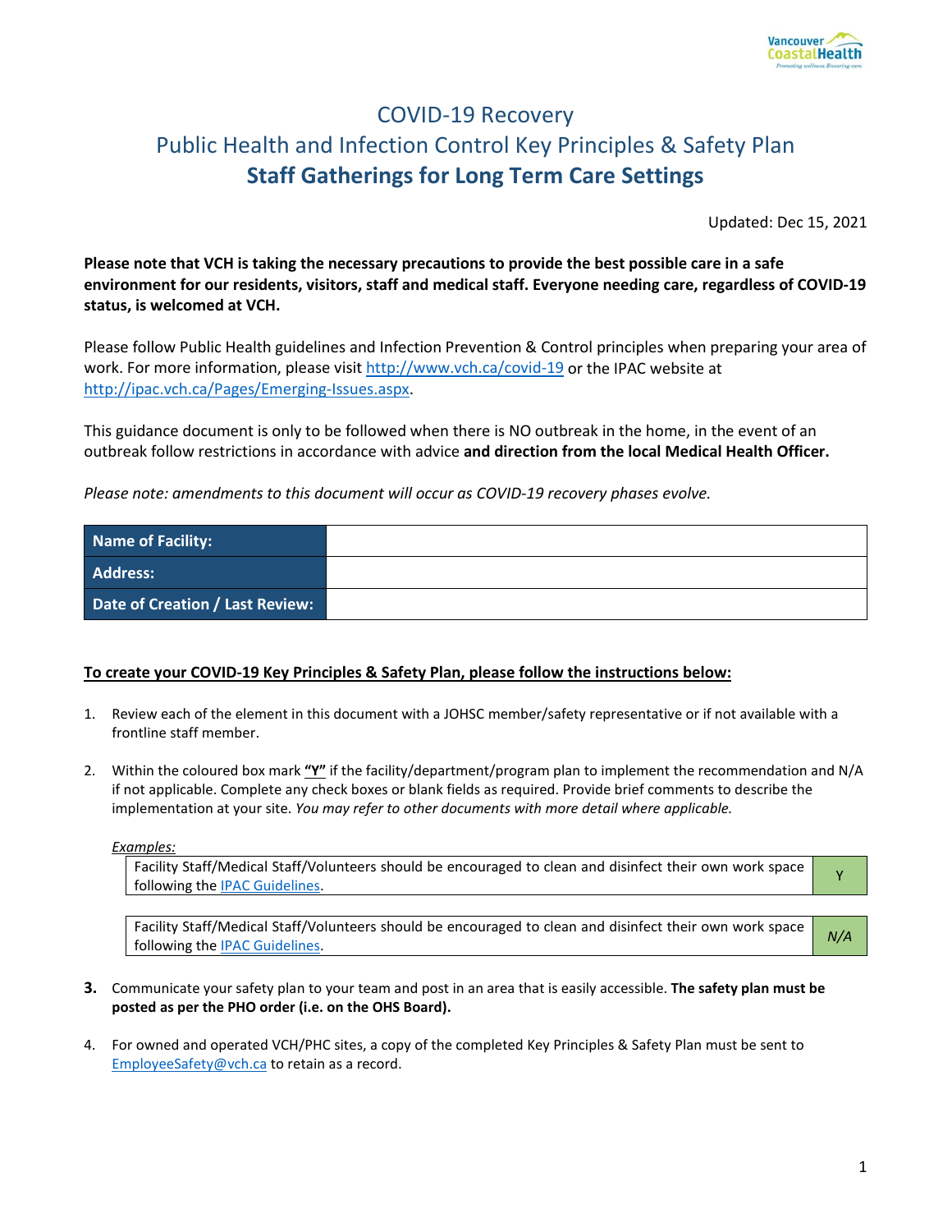# COVID-19 Recovery

## Public Health and Infection Control Key Principles & Safety Plan

## **Staff Gatherings for Long Term Care Settings**

Updated: Dec 15, 2021

**Please note that VCH is taking the necessary precautions to provide the best possible care in a safe environment for our residents, visitors, staff and medical staff. Everyone needing care, regardless of COVID-19 status, is welcomed at VCH.**

Please follow Public Health guidelines and Infection Prevention & Control principles when preparing your area of work. For more information, please visit http://www.vch.ca/covid-19 or the IPAC website at http://ipac.vch.ca/Pages/Emerging-Issues.aspx.

This guidance document is only to be followed when there is NO outbreak in the home, in the event of an outbreak follow restrictions in accordance with advice **and direction from the local Medical Health Officer.**

*Please note: amendments to this document will occur as COVID-19 recovery phases evolve.*

| | |
|---|---|
| **Name of Facility:** | |
| **Address:** | |
| **Date of Creation / Last Review:** | |

**To create your COVID-19 Key Principles & Safety Plan, please follow the instructions below:**

1. Review each of the element in this document with a JOHSC member/safety representative or if not available with a frontline staff member.

2. Within the coloured box mark **"Y"** if the facility/department/program plan to implement the recommendation and N/A if not applicable. Complete any check boxes or blank fields as required. Provide brief comments to describe the implementation at your site. *You may refer to other documents with more detail where applicable.*

   *Examples:*

   | | |
   |---|---|
   | Facility Staff/Medical Staff/Volunteers should be encouraged to clean and disinfect their own work space following the IPAC Guidelines. | Y |

   | | |
   |---|---|
   | Facility Staff/Medical Staff/Volunteers should be encouraged to clean and disinfect their own work space following the IPAC Guidelines. | *N/A* |

3. Communicate your safety plan to your team and post in an area that is easily accessible. **The safety plan must be posted as per the PHO order (i.e. on the OHS Board).**

4. For owned and operated VCH/PHC sites, a copy of the completed Key Principles & Safety Plan must be sent to EmployeeSafety@vch.ca to retain as a record.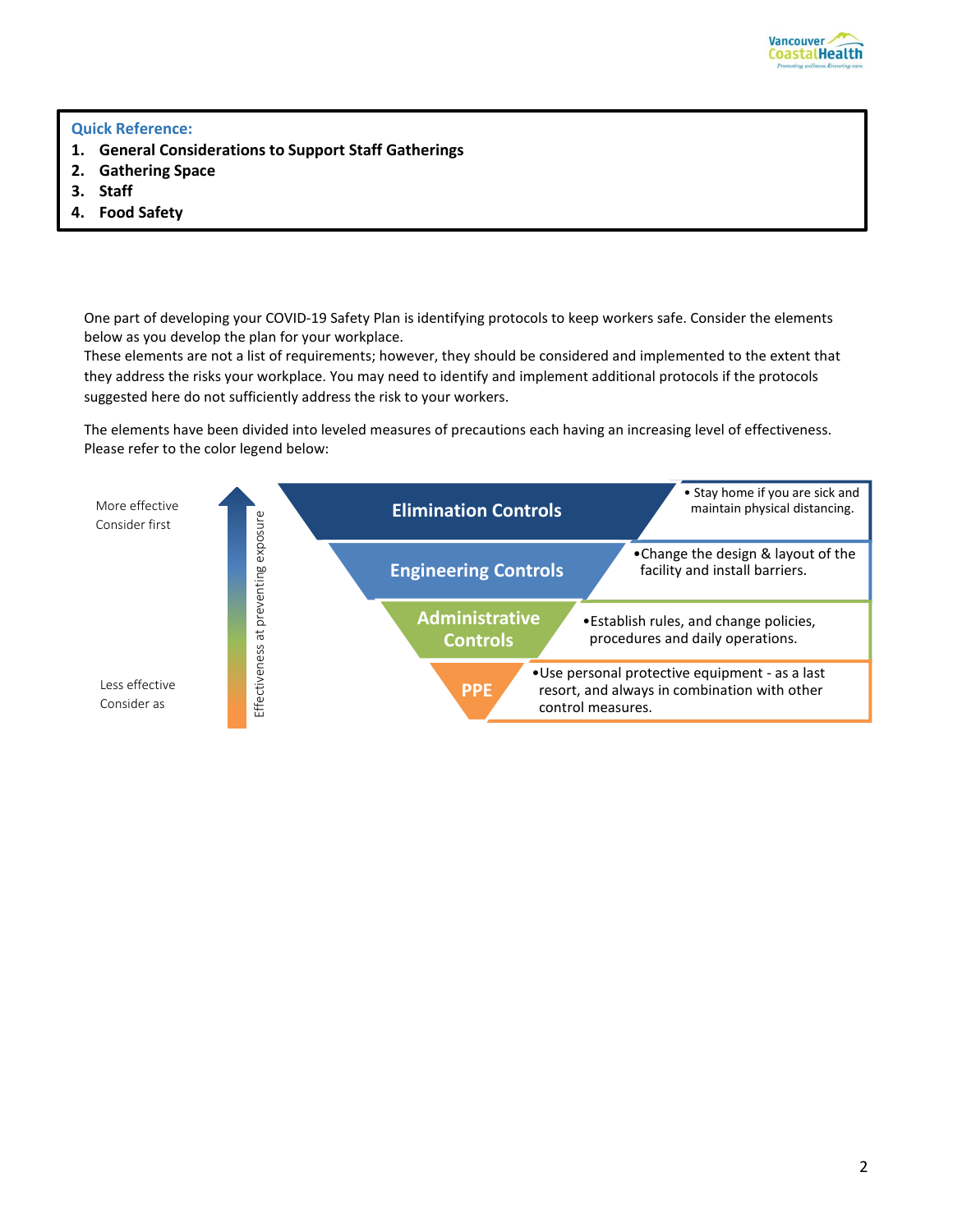**Quick Reference:**

1. **General Considerations to Support Staff Gatherings**
2. **Gathering Space**
3. **Staff**
4. **Food Safety**

One part of developing your COVID-19 Safety Plan is identifying protocols to keep workers safe. Consider the elements below as you develop the plan for your workplace.
These elements are not a list of requirements; however, they should be considered and implemented to the extent that they address the risks your workplace. You may need to identify and implement additional protocols if the protocols suggested here do not sufficiently address the risk to your workers.

The elements have been divided into leveled measures of precautions each having an increasing level of effectiveness. Please refer to the color legend below:

More effective
Consider first

Less effective
Consider as

Effectiveness at preventing exposure

Elimination Controls
• Stay home if you are sick and maintain physical distancing.

Engineering Controls
• Change the design & layout of the facility and install barriers.

Administrative Controls
• Establish rules, and change policies, procedures and daily operations.

PPE
• Use personal protective equipment - as a last resort, and always in combination with other control measures.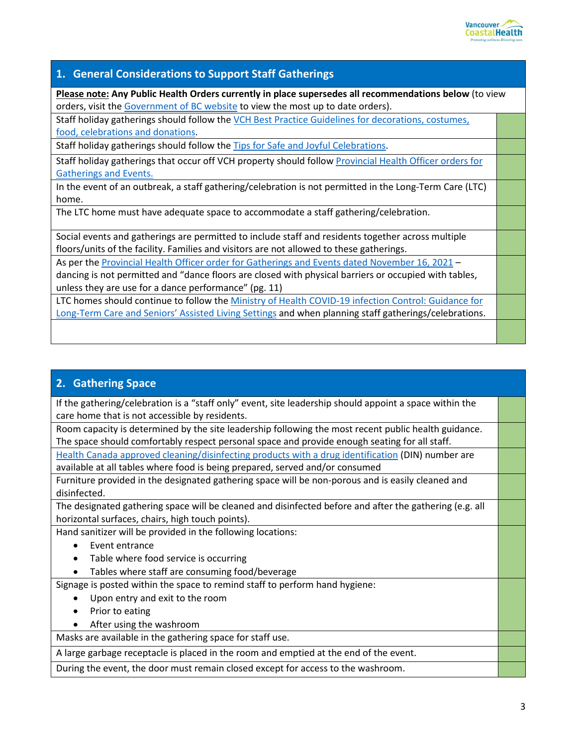## 1. General Considerations to Support Staff Gatherings

**Please note: Any Public Health Orders currently in place supersedes all recommendations below** (to view orders, visit the Government of BC website to view the most up to date orders).

| | |
|---|---|
| Staff holiday gatherings should follow the VCH Best Practice Guidelines for decorations, costumes, food, celebrations and donations. | |
| Staff holiday gatherings should follow the Tips for Safe and Joyful Celebrations. | |
| Staff holiday gatherings that occur off VCH property should follow Provincial Health Officer orders for Gatherings and Events. | |
| In the event of an outbreak, a staff gathering/celebration is not permitted in the Long-Term Care (LTC) home. | |
| The LTC home must have adequate space to accommodate a staff gathering/celebration. | |
| Social events and gatherings are permitted to include staff and residents together across multiple floors/units of the facility. Families and visitors are not allowed to these gatherings. | |
| As per the Provincial Health Officer order for Gatherings and Events dated November 16, 2021 – dancing is not permitted and "dance floors are closed with physical barriers or occupied with tables, unless they are use for a dance performance" (pg. 11) | |
| LTC homes should continue to follow the Ministry of Health COVID-19 infection Control: Guidance for Long-Term Care and Seniors' Assisted Living Settings and when planning staff gatherings/celebrations. | |
| | |

## 2. Gathering Space

| | |
|---|---|
| If the gathering/celebration is a "staff only" event, site leadership should appoint a space within the care home that is not accessible by residents. | |
| Room capacity is determined by the site leadership following the most recent public health guidance. The space should comfortably respect personal space and provide enough seating for all staff. | |
| Health Canada approved cleaning/disinfecting products with a drug identification (DIN) number are available at all tables where food is being prepared, served and/or consumed | |
| Furniture provided in the designated gathering space will be non-porous and is easily cleaned and disinfected. | |
| The designated gathering space will be cleaned and disinfected before and after the gathering (e.g. all horizontal surfaces, chairs, high touch points). | |
| Hand sanitizer will be provided in the following locations:<br>• Event entrance<br>• Table where food service is occurring<br>• Tables where staff are consuming food/beverage | |
| Signage is posted within the space to remind staff to perform hand hygiene:<br>• Upon entry and exit to the room<br>• Prior to eating<br>• After using the washroom | |
| Masks are available in the gathering space for staff use. | |
| A large garbage receptacle is placed in the room and emptied at the end of the event. | |
| During the event, the door must remain closed except for access to the washroom. | |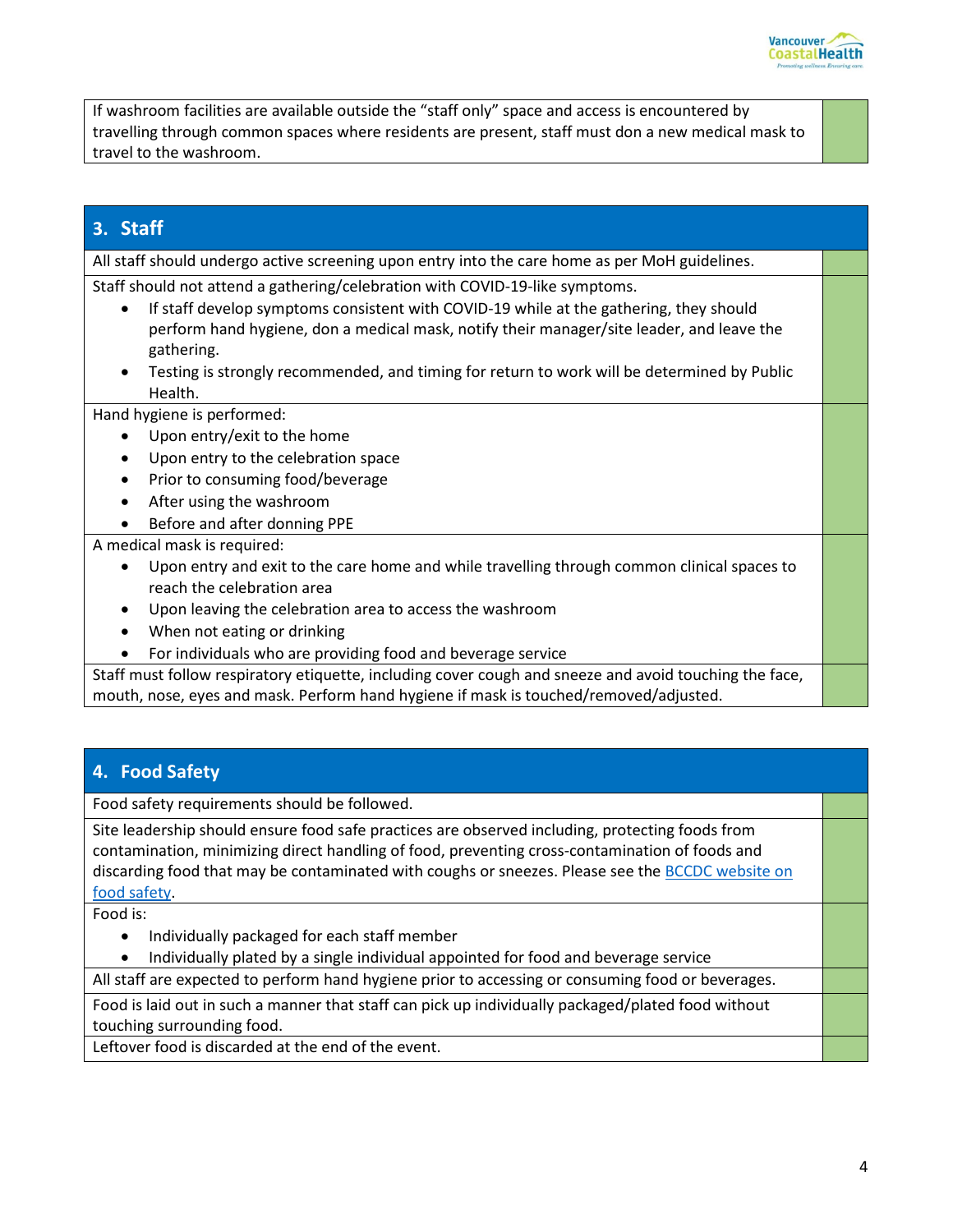| | |
|---|---|
| If washroom facilities are available outside the "staff only" space and access is encountered by travelling through common spaces where residents are present, staff must don a new medical mask to travel to the washroom. | |

## 3. Staff

| | |
|---|---|
| All staff should undergo active screening upon entry into the care home as per MoH guidelines. | |
| Staff should not attend a gathering/celebration with COVID-19-like symptoms. <br>• If staff develop symptoms consistent with COVID-19 while at the gathering, they should perform hand hygiene, don a medical mask, notify their manager/site leader, and leave the gathering. <br>• Testing is strongly recommended, and timing for return to work will be determined by Public Health. | |
| Hand hygiene is performed: <br>• Upon entry/exit to the home <br>• Upon entry to the celebration space <br>• Prior to consuming food/beverage <br>• After using the washroom <br>• Before and after donning PPE | |
| A medical mask is required: <br>• Upon entry and exit to the care home and while travelling through common clinical spaces to reach the celebration area <br>• Upon leaving the celebration area to access the washroom <br>• When not eating or drinking <br>• For individuals who are providing food and beverage service | |
| Staff must follow respiratory etiquette, including cover cough and sneeze and avoid touching the face, mouth, nose, eyes and mask. Perform hand hygiene if mask is touched/removed/adjusted. | |

## 4. Food Safety

| | |
|---|---|
| Food safety requirements should be followed. | |
| Site leadership should ensure food safe practices are observed including, protecting foods from contamination, minimizing direct handling of food, preventing cross-contamination of foods and discarding food that may be contaminated with coughs or sneezes. Please see the BCCDC website on food safety. | |
| Food is: <br>• Individually packaged for each staff member <br>• Individually plated by a single individual appointed for food and beverage service | |
| All staff are expected to perform hand hygiene prior to accessing or consuming food or beverages. | |
| Food is laid out in such a manner that staff can pick up individually packaged/plated food without touching surrounding food. | |
| Leftover food is discarded at the end of the event. | |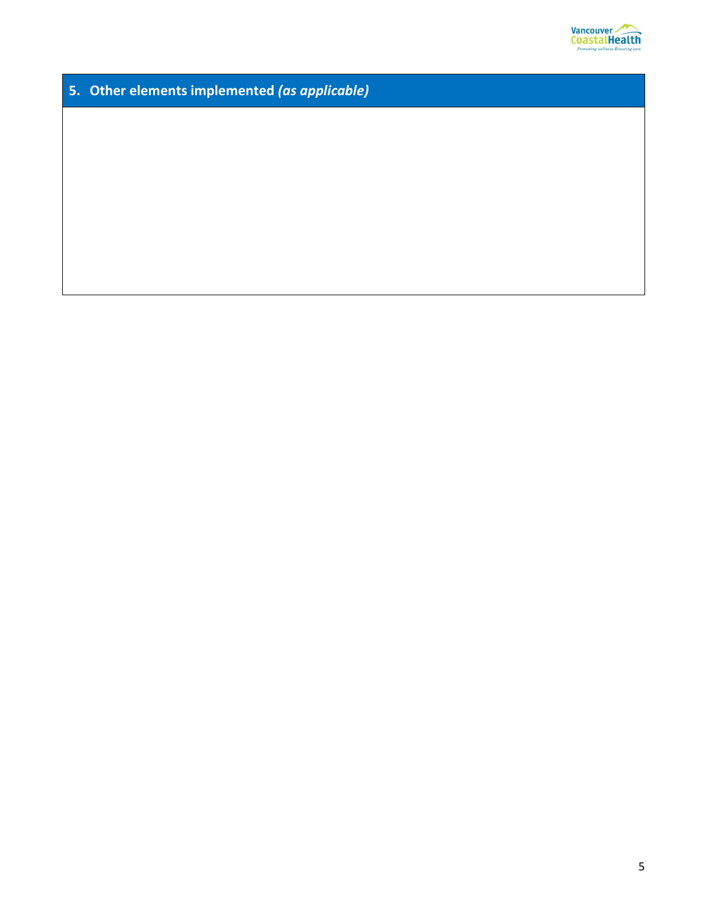## 5. Other elements implemented *(as applicable)*